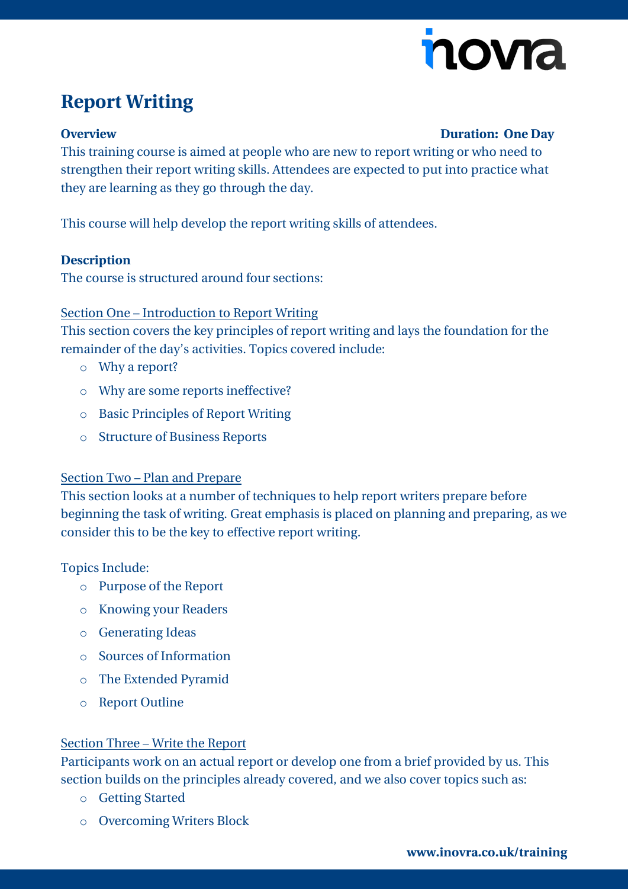# Report Writing

**Overview** **Duration: One Day**

This training course is aimed at people who are new to report writing or who need to strengthen their report writing skills. Attendees are expected to put into practice what they are learning as they go through the day.

This course will help develop the report writing skills of attendees.

**Description**

The course is structured around four sections:

<u>Section One – Introduction to Report Writing</u>

This section covers the key principles of report writing and lays the foundation for the remainder of the day's activities. Topics covered include:

- Why a report?
- Why are some reports ineffective?
- Basic Principles of Report Writing
- Structure of Business Reports

<u>Section Two – Plan and Prepare</u>

This section looks at a number of techniques to help report writers prepare before beginning the task of writing. Great emphasis is placed on planning and preparing, as we consider this to be the key to effective report writing.

Topics Include:

- Purpose of the Report
- Knowing your Readers
- Generating Ideas
- Sources of Information
- The Extended Pyramid
- Report Outline

<u>Section Three – Write the Report</u>

Participants work on an actual report or develop one from a brief provided by us. This section builds on the principles already covered, and we also cover topics such as:

- Getting Started
- Overcoming Writers Block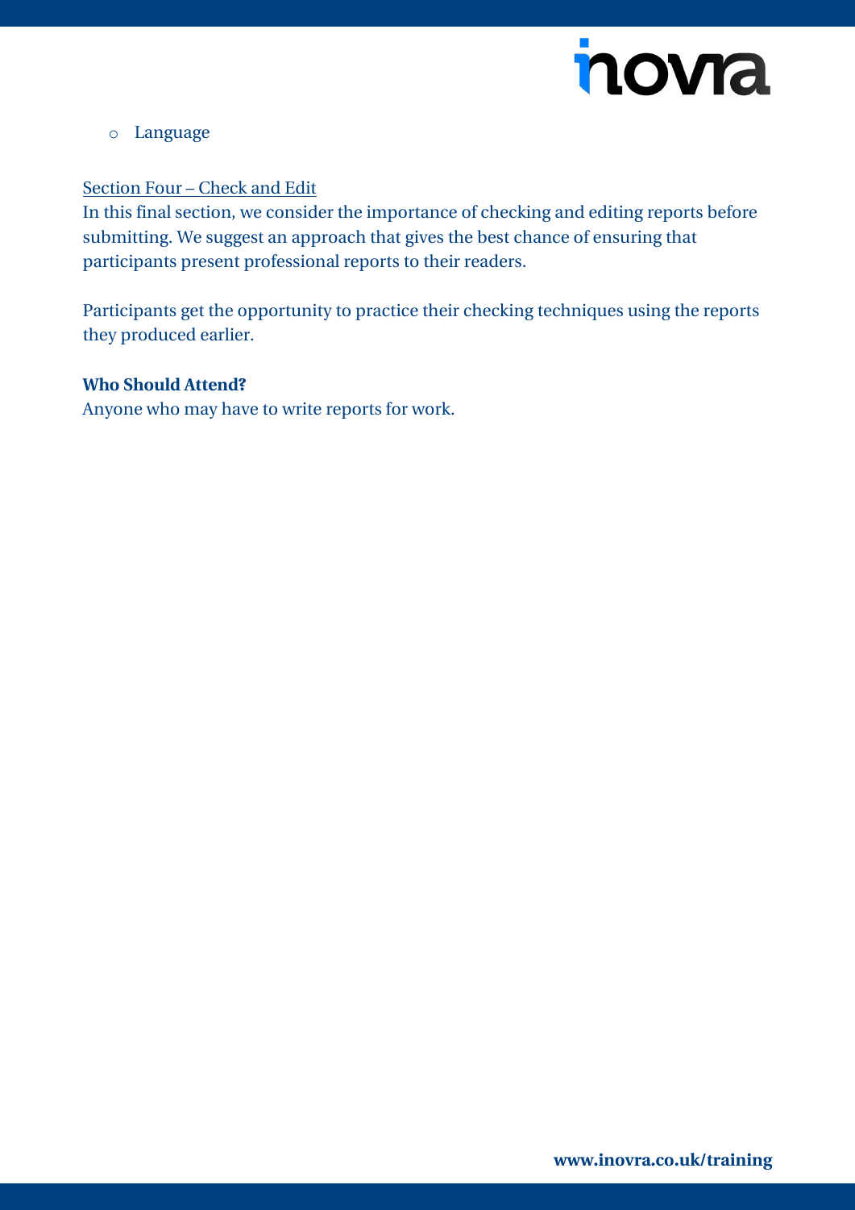- Language

<u>Section Four – Check and Edit</u>

In this final section, we consider the importance of checking and editing reports before submitting. We suggest an approach that gives the best chance of ensuring that participants present professional reports to their readers.

Participants get the opportunity to practice their checking techniques using the reports they produced earlier.

**Who Should Attend?**

Anyone who may have to write reports for work.

**www.inovra.co.uk/training**